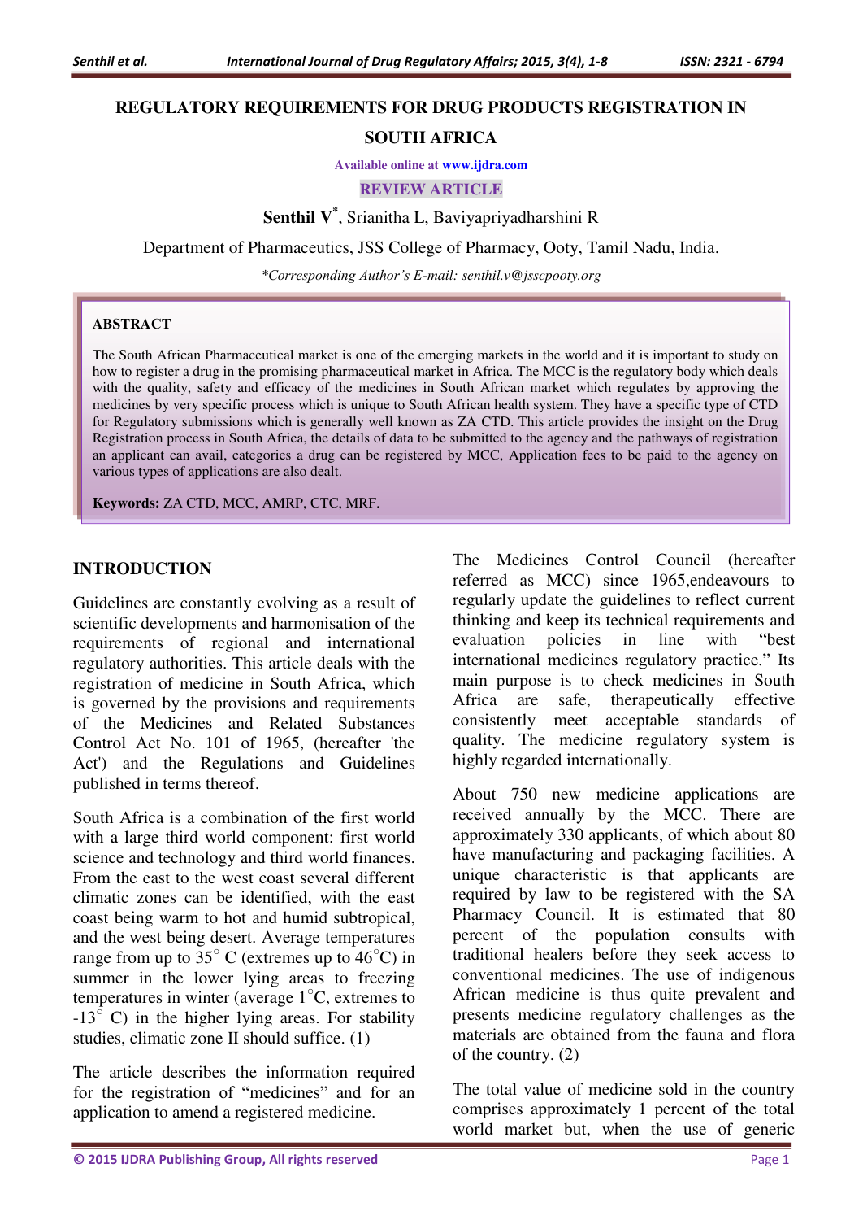# REGULATORY REQUIREMENTS FOR DRUG PRODUCTS REGISTRATION IN SOUTH AFRICA

Available online at www.ijdra.com

REVIEW ARTICLE

**Senthil V[*]**, Srianitha L, Baviyapriyadharshini R

Department of Pharmaceutics, JSS College of Pharmacy, Ooty, Tamil Nadu, India.

*\*Corresponding Author's E-mail: senthil.v@jsscpooty.org*

## ABSTRACT

The South African Pharmaceutical market is one of the emerging markets in the world and it is important to study on how to register a drug in the promising pharmaceutical market in Africa. The MCC is the regulatory body which deals with the quality, safety and efficacy of the medicines in South African market which regulates by approving the medicines by very specific process which is unique to South African health system. They have a specific type of CTD for Regulatory submissions which is generally well known as ZA CTD. This article provides the insight on the Drug Registration process in South Africa, the details of data to be submitted to the agency and the pathways of registration an applicant can avail, categories a drug can be registered by MCC, Application fees to be paid to the agency on various types of applications are also dealt.

**Keywords:** ZA CTD, MCC, AMRP, CTC, MRF.

## INTRODUCTION

Guidelines are constantly evolving as a result of scientific developments and harmonisation of the requirements of regional and international regulatory authorities. This article deals with the registration of medicine in South Africa, which is governed by the provisions and requirements of the Medicines and Related Substances Control Act No. 101 of 1965, (hereafter 'the Act') and the Regulations and Guidelines published in terms thereof.

South Africa is a combination of the first world with a large third world component: first world science and technology and third world finances. From the east to the west coast several different climatic zones can be identified, with the east coast being warm to hot and humid subtropical, and the west being desert. Average temperatures range from up to $35^{\circ}$ C (extremes up to $46^{\circ}$C) in summer in the lower lying areas to freezing temperatures in winter (average $1^{\circ}$C, extremes to $-13^{\circ}$ C) in the higher lying areas. For stability studies, climatic zone II should suffice. (1)

The article describes the information required for the registration of "medicines" and for an application to amend a registered medicine.

The Medicines Control Council (hereafter referred as MCC) since 1965,endeavours to regularly update the guidelines to reflect current thinking and keep its technical requirements and evaluation policies in line with "best international medicines regulatory practice." Its main purpose is to check medicines in South Africa are safe, therapeutically effective consistently meet acceptable standards of quality. The medicine regulatory system is highly regarded internationally.

About 750 new medicine applications are received annually by the MCC. There are approximately 330 applicants, of which about 80 have manufacturing and packaging facilities. A unique characteristic is that applicants are required by law to be registered with the SA Pharmacy Council. It is estimated that 80 percent of the population consults with traditional healers before they seek access to conventional medicines. The use of indigenous African medicine is thus quite prevalent and presents medicine regulatory challenges as the materials are obtained from the fauna and flora of the country. (2)

The total value of medicine sold in the country comprises approximately 1 percent of the total world market but, when the use of generic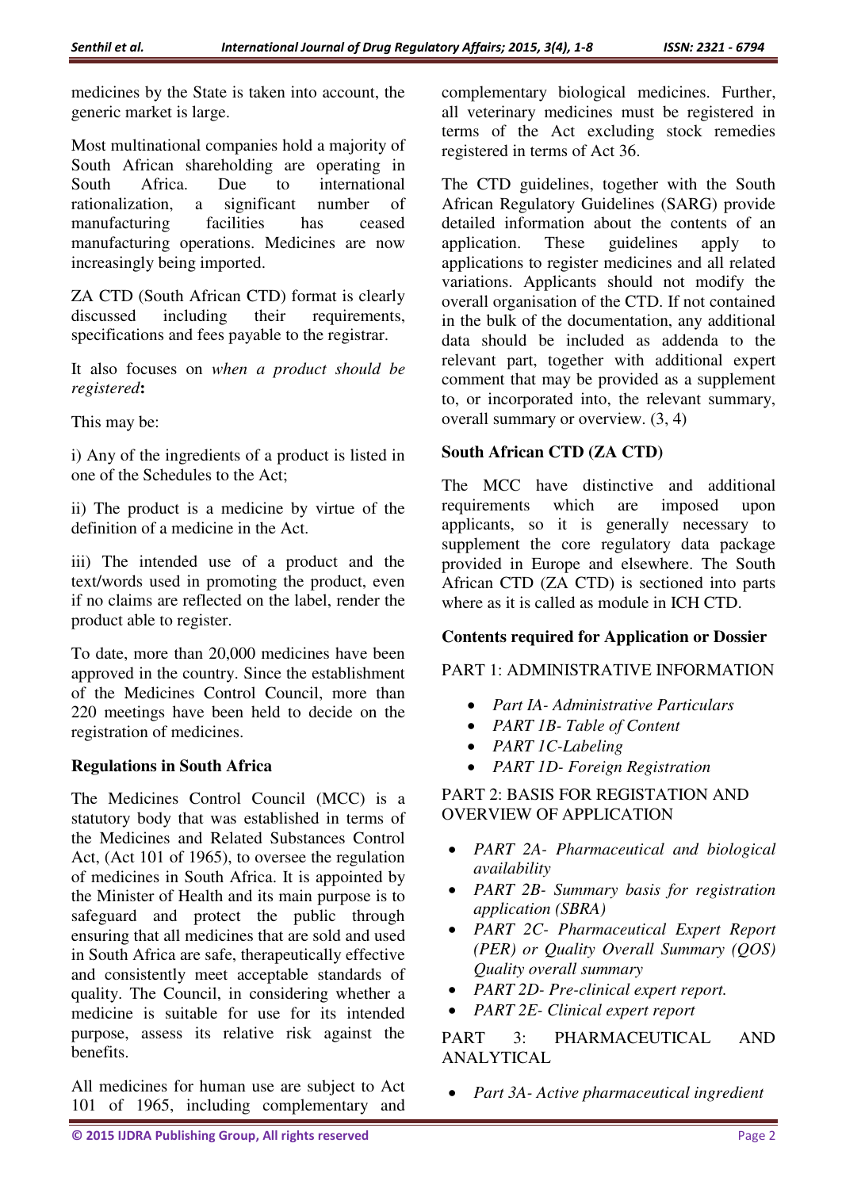medicines by the State is taken into account, the generic market is large.

Most multinational companies hold a majority of South African shareholding are operating in South Africa. Due to international rationalization, a significant number of manufacturing facilities has ceased manufacturing operations. Medicines are now increasingly being imported.

ZA CTD (South African CTD) format is clearly discussed including their requirements, specifications and fees payable to the registrar.

It also focuses on *when a product should be registered*:

This may be:

i) Any of the ingredients of a product is listed in one of the Schedules to the Act;

ii) The product is a medicine by virtue of the definition of a medicine in the Act.

iii) The intended use of a product and the text/words used in promoting the product, even if no claims are reflected on the label, render the product able to register.

To date, more than 20,000 medicines have been approved in the country. Since the establishment of the Medicines Control Council, more than 220 meetings have been held to decide on the registration of medicines.

**Regulations in South Africa**

The Medicines Control Council (MCC) is a statutory body that was established in terms of the Medicines and Related Substances Control Act, (Act 101 of 1965), to oversee the regulation of medicines in South Africa. It is appointed by the Minister of Health and its main purpose is to safeguard and protect the public through ensuring that all medicines that are sold and used in South Africa are safe, therapeutically effective and consistently meet acceptable standards of quality. The Council, in considering whether a medicine is suitable for use for its intended purpose, assess its relative risk against the benefits.

All medicines for human use are subject to Act 101 of 1965, including complementary and complementary biological medicines. Further, all veterinary medicines must be registered in terms of the Act excluding stock remedies registered in terms of Act 36.

The CTD guidelines, together with the South African Regulatory Guidelines (SARG) provide detailed information about the contents of an application. These guidelines apply to applications to register medicines and all related variations. Applicants should not modify the overall organisation of the CTD. If not contained in the bulk of the documentation, any additional data should be included as addenda to the relevant part, together with additional expert comment that may be provided as a supplement to, or incorporated into, the relevant summary, overall summary or overview. (3, 4)

**South African CTD (ZA CTD)**

The MCC have distinctive and additional requirements which are imposed upon applicants, so it is generally necessary to supplement the core regulatory data package provided in Europe and elsewhere. The South African CTD (ZA CTD) is sectioned into parts where as it is called as module in ICH CTD.

**Contents required for Application or Dossier**

PART 1: ADMINISTRATIVE INFORMATION

- *Part IA- Administrative Particulars*
- *PART 1B- Table of Content*
- *PART 1C-Labeling*
- *PART 1D- Foreign Registration*

PART 2: BASIS FOR REGISTATION AND OVERVIEW OF APPLICATION

- *PART 2A- Pharmaceutical and biological availability*
- *PART 2B- Summary basis for registration application (SBRA)*
- *PART 2C- Pharmaceutical Expert Report (PER) or Quality Overall Summary (QOS) Quality overall summary*
- *PART 2D- Pre-clinical expert report.*
- *PART 2E- Clinical expert report*

PART 3: PHARMACEUTICAL AND ANALYTICAL

- *Part 3A- Active pharmaceutical ingredient*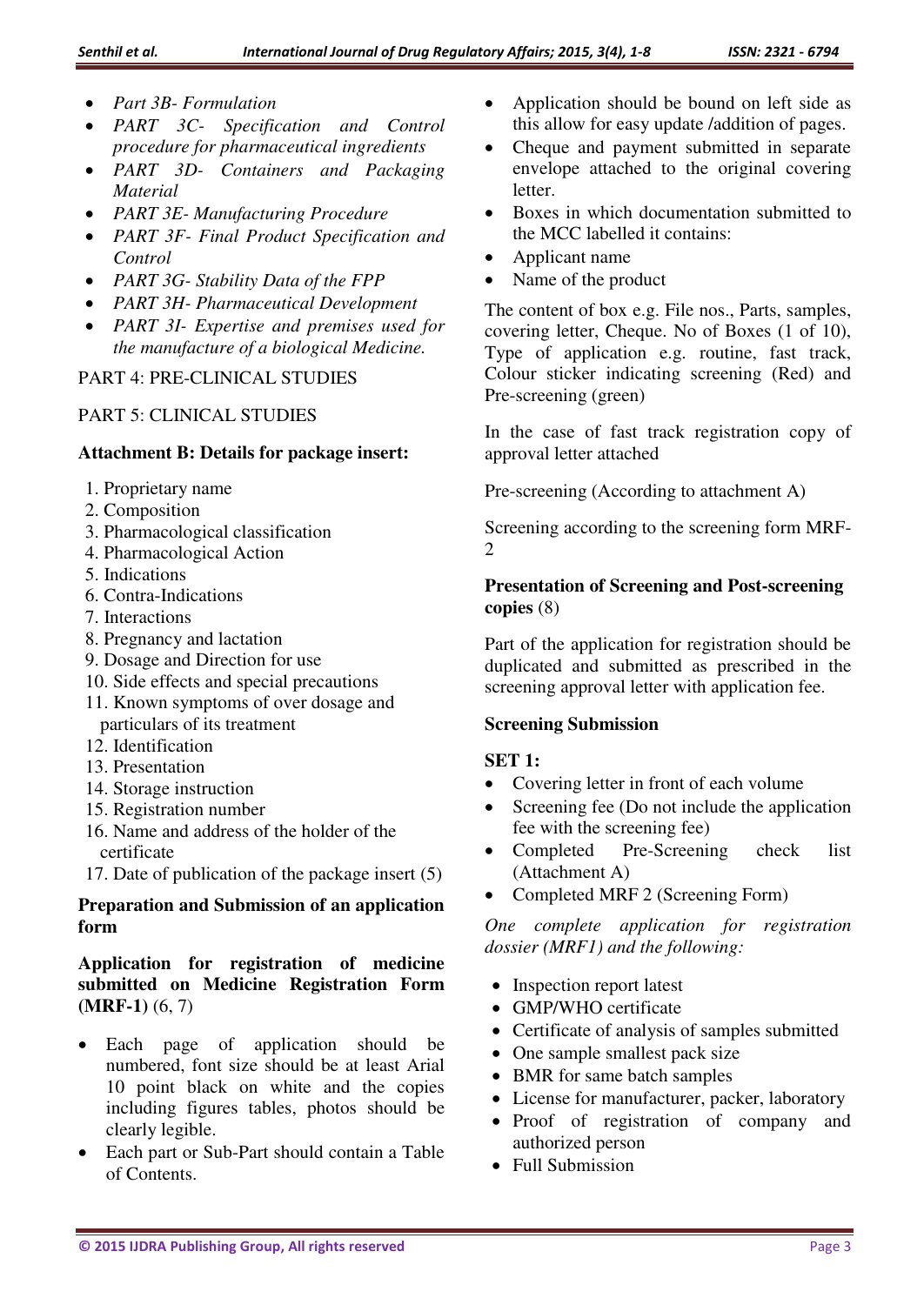- *Part 3B- Formulation*
- *PART 3C- Specification and Control procedure for pharmaceutical ingredients*
- *PART 3D- Containers and Packaging Material*
- *PART 3E- Manufacturing Procedure*
- *PART 3F- Final Product Specification and Control*
- *PART 3G- Stability Data of the FPP*
- *PART 3H- Pharmaceutical Development*
- *PART 3I- Expertise and premises used for the manufacture of a biological Medicine.*

PART 4: PRE-CLINICAL STUDIES

PART 5: CLINICAL STUDIES

**Attachment B: Details for package insert:**

1. Proprietary name
2. Composition
3. Pharmacological classification
4. Pharmacological Action
5. Indications
6. Contra-Indications
7. Interactions
8. Pregnancy and lactation
9. Dosage and Direction for use
10. Side effects and special precautions
11. Known symptoms of over dosage and particulars of its treatment
12. Identification
13. Presentation
14. Storage instruction
15. Registration number
16. Name and address of the holder of the certificate
17. Date of publication of the package insert (5)

**Preparation and Submission of an application form**

**Application for registration of medicine submitted on Medicine Registration Form (MRF-1)** (6, 7)

- Each page of application should be numbered, font size should be at least Arial 10 point black on white and the copies including figures tables, photos should be clearly legible.
- Each part or Sub-Part should contain a Table of Contents.
- Application should be bound on left side as this allow for easy update /addition of pages.
- Cheque and payment submitted in separate envelope attached to the original covering letter.
- Boxes in which documentation submitted to the MCC labelled it contains:
- Applicant name
- Name of the product

The content of box e.g. File nos., Parts, samples, covering letter, Cheque. No of Boxes (1 of 10), Type of application e.g. routine, fast track, Colour sticker indicating screening (Red) and Pre-screening (green)

In the case of fast track registration copy of approval letter attached

Pre-screening (According to attachment A)

Screening according to the screening form MRF-2

**Presentation of Screening and Post-screening copies** (8)

Part of the application for registration should be duplicated and submitted as prescribed in the screening approval letter with application fee.

**Screening Submission**

**SET 1:**

- Covering letter in front of each volume
- Screening fee (Do not include the application fee with the screening fee)
- Completed Pre-Screening check list (Attachment A)
- Completed MRF 2 (Screening Form)

*One complete application for registration dossier (MRF1) and the following:*

- Inspection report latest
- GMP/WHO certificate
- Certificate of analysis of samples submitted
- One sample smallest pack size
- BMR for same batch samples
- License for manufacturer, packer, laboratory
- Proof of registration of company and authorized person
- Full Submission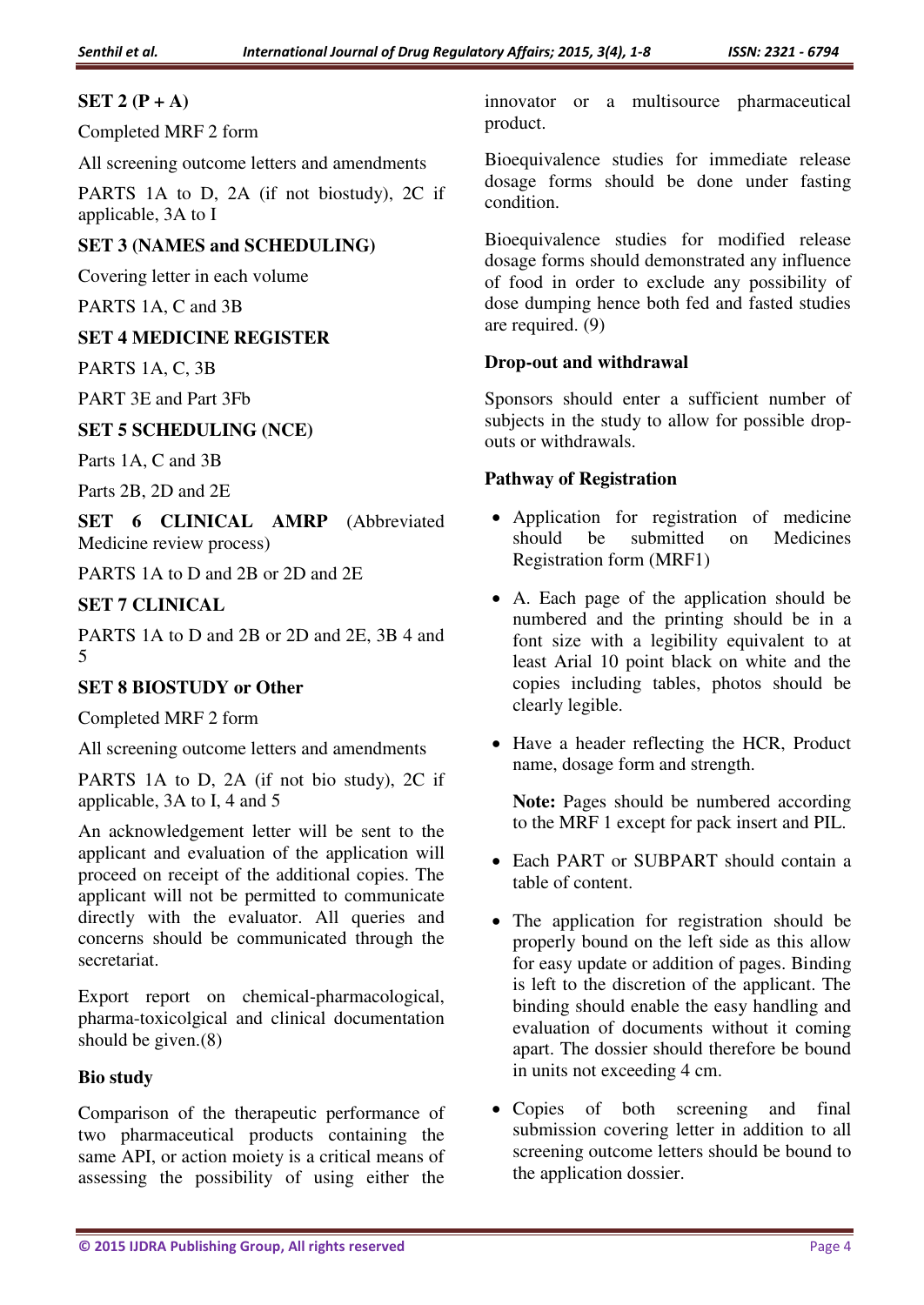**SET 2 (P + A)**

Completed MRF 2 form

All screening outcome letters and amendments

PARTS 1A to D, 2A (if not biostudy), 2C if applicable, 3A to I

**SET 3 (NAMES and SCHEDULING)**

Covering letter in each volume

PARTS 1A, C and 3B

**SET 4 MEDICINE REGISTER**

PARTS 1A, C, 3B

PART 3E and Part 3Fb

**SET 5 SCHEDULING (NCE)**

Parts 1A, C and 3B

Parts 2B, 2D and 2E

**SET 6 CLINICAL AMRP** (Abbreviated Medicine review process)

PARTS 1A to D and 2B or 2D and 2E

**SET 7 CLINICAL**

PARTS 1A to D and 2B or 2D and 2E, 3B 4 and 5

**SET 8 BIOSTUDY or Other**

Completed MRF 2 form

All screening outcome letters and amendments

PARTS 1A to D, 2A (if not bio study), 2C if applicable, 3A to I, 4 and 5

An acknowledgement letter will be sent to the applicant and evaluation of the application will proceed on receipt of the additional copies. The applicant will not be permitted to communicate directly with the evaluator. All queries and concerns should be communicated through the secretariat.

Export report on chemical-pharmacological, pharma-toxicolgical and clinical documentation should be given.(8)

**Bio study**

Comparison of the therapeutic performance of two pharmaceutical products containing the same API, or action moiety is a critical means of assessing the possibility of using either the innovator or a multisource pharmaceutical product.

Bioequivalence studies for immediate release dosage forms should be done under fasting condition.

Bioequivalence studies for modified release dosage forms should demonstrated any influence of food in order to exclude any possibility of dose dumping hence both fed and fasted studies are required. (9)

**Drop-out and withdrawal**

Sponsors should enter a sufficient number of subjects in the study to allow for possible drop-outs or withdrawals.

**Pathway of Registration**

- Application for registration of medicine should be submitted on Medicines Registration form (MRF1)
- A. Each page of the application should be numbered and the printing should be in a font size with a legibility equivalent to at least Arial 10 point black on white and the copies including tables, photos should be clearly legible.
- Have a header reflecting the HCR, Product name, dosage form and strength.

  **Note:** Pages should be numbered according to the MRF 1 except for pack insert and PIL.
- Each PART or SUBPART should contain a table of content.
- The application for registration should be properly bound on the left side as this allow for easy update or addition of pages. Binding is left to the discretion of the applicant. The binding should enable the easy handling and evaluation of documents without it coming apart. The dossier should therefore be bound in units not exceeding 4 cm.
- Copies of both screening and final submission covering letter in addition to all screening outcome letters should be bound to the application dossier.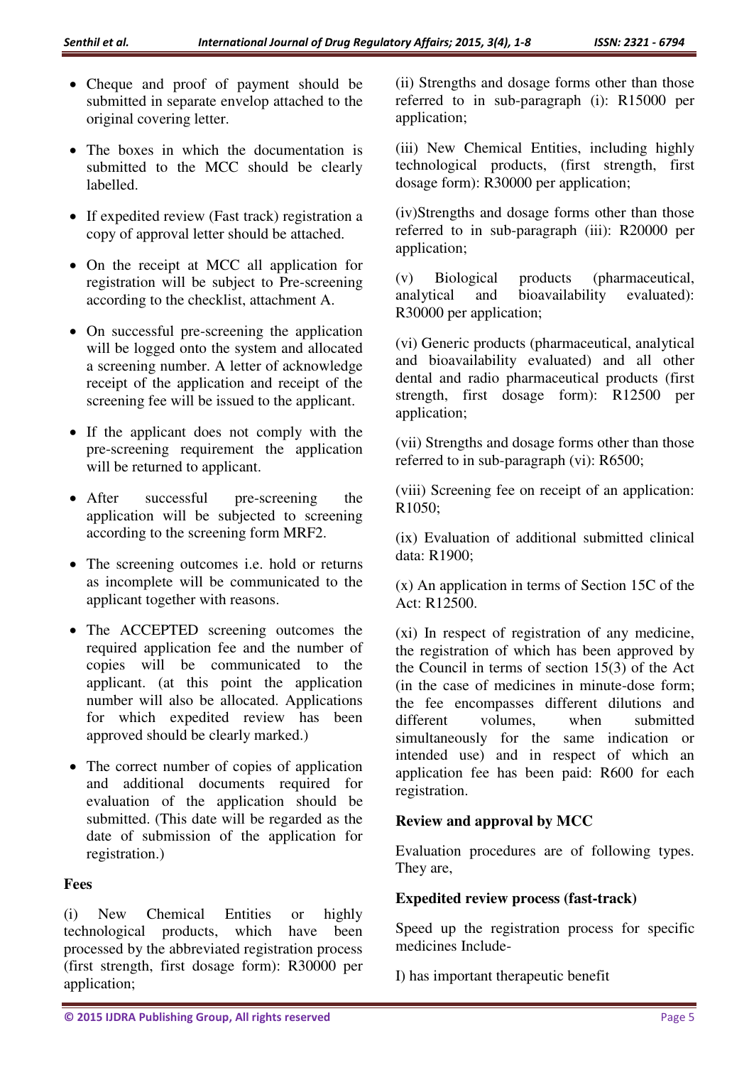- Cheque and proof of payment should be submitted in separate envelop attached to the original covering letter.
- The boxes in which the documentation is submitted to the MCC should be clearly labelled.
- If expedited review (Fast track) registration a copy of approval letter should be attached.
- On the receipt at MCC all application for registration will be subject to Pre-screening according to the checklist, attachment A.
- On successful pre-screening the application will be logged onto the system and allocated a screening number. A letter of acknowledge receipt of the application and receipt of the screening fee will be issued to the applicant.
- If the applicant does not comply with the pre-screening requirement the application will be returned to applicant.
- After successful pre-screening the application will be subjected to screening according to the screening form MRF2.
- The screening outcomes i.e. hold or returns as incomplete will be communicated to the applicant together with reasons.
- The ACCEPTED screening outcomes the required application fee and the number of copies will be communicated to the applicant. (at this point the application number will also be allocated. Applications for which expedited review has been approved should be clearly marked.)
- The correct number of copies of application and additional documents required for evaluation of the application should be submitted. (This date will be regarded as the date of submission of the application for registration.)

**Fees**

(i) New Chemical Entities or highly technological products, which have been processed by the abbreviated registration process (first strength, first dosage form): R30000 per application;

(ii) Strengths and dosage forms other than those referred to in sub-paragraph (i): R15000 per application;

(iii) New Chemical Entities, including highly technological products, (first strength, first dosage form): R30000 per application;

(iv)Strengths and dosage forms other than those referred to in sub-paragraph (iii): R20000 per application;

(v) Biological products (pharmaceutical, analytical and bioavailability evaluated): R30000 per application;

(vi) Generic products (pharmaceutical, analytical and bioavailability evaluated) and all other dental and radio pharmaceutical products (first strength, first dosage form): R12500 per application;

(vii) Strengths and dosage forms other than those referred to in sub-paragraph (vi): R6500;

(viii) Screening fee on receipt of an application: R1050;

(ix) Evaluation of additional submitted clinical data: R1900;

(x) An application in terms of Section 15C of the Act: R12500.

(xi) In respect of registration of any medicine, the registration of which has been approved by the Council in terms of section 15(3) of the Act (in the case of medicines in minute-dose form; the fee encompasses different dilutions and different volumes, when submitted simultaneously for the same indication or intended use) and in respect of which an application fee has been paid: R600 for each registration.

**Review and approval by MCC**

Evaluation procedures are of following types. They are,

**Expedited review process (fast-track)**

Speed up the registration process for specific medicines Include-

I) has important therapeutic benefit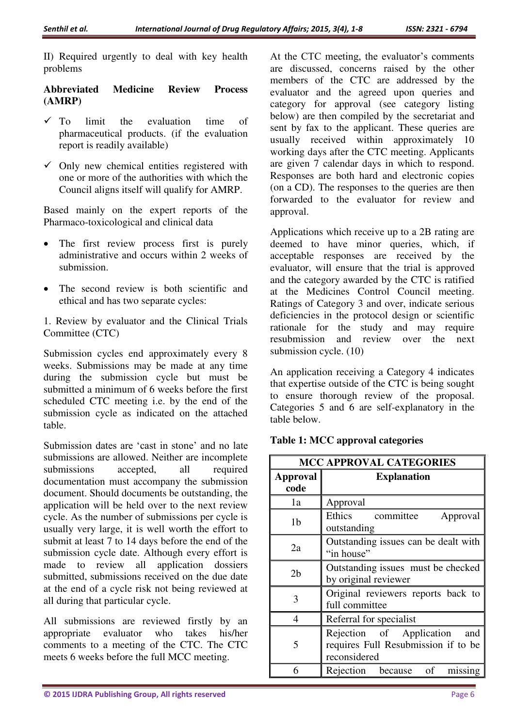II) Required urgently to deal with key health problems

**Abbreviated Medicine Review Process (AMRP)**

- ✓ To limit the evaluation time of pharmaceutical products. (if the evaluation report is readily available)
- ✓ Only new chemical entities registered with one or more of the authorities with which the Council aligns itself will qualify for AMRP.

Based mainly on the expert reports of the Pharmaco-toxicological and clinical data

- The first review process first is purely administrative and occurs within 2 weeks of submission.
- The second review is both scientific and ethical and has two separate cycles:

1. Review by evaluator and the Clinical Trials Committee (CTC)

Submission cycles end approximately every 8 weeks. Submissions may be made at any time during the submission cycle but must be submitted a minimum of 6 weeks before the first scheduled CTC meeting i.e. by the end of the submission cycle as indicated on the attached table.

Submission dates are 'cast in stone' and no late submissions are allowed. Neither are incomplete submissions accepted, all required documentation must accompany the submission document. Should documents be outstanding, the application will be held over to the next review cycle. As the number of submissions per cycle is usually very large, it is well worth the effort to submit at least 7 to 14 days before the end of the submission cycle date. Although every effort is made to review all application dossiers submitted, submissions received on the due date at the end of a cycle risk not being reviewed at all during that particular cycle.

All submissions are reviewed firstly by an appropriate evaluator who takes his/her comments to a meeting of the CTC. The CTC meets 6 weeks before the full MCC meeting.

At the CTC meeting, the evaluator's comments are discussed, concerns raised by the other members of the CTC are addressed by the evaluator and the agreed upon queries and category for approval (see category listing below) are then compiled by the secretariat and sent by fax to the applicant. These queries are usually received within approximately 10 working days after the CTC meeting. Applicants are given 7 calendar days in which to respond. Responses are both hard and electronic copies (on a CD). The responses to the queries are then forwarded to the evaluator for review and approval.

Applications which receive up to a 2B rating are deemed to have minor queries, which, if acceptable responses are received by the evaluator, will ensure that the trial is approved and the category awarded by the CTC is ratified at the Medicines Control Council meeting. Ratings of Category 3 and over, indicate serious deficiencies in the protocol design or scientific rationale for the study and may require resubmission and review over the next submission cycle. (10)

An application receiving a Category 4 indicates that expertise outside of the CTC is being sought to ensure thorough review of the proposal. Categories 5 and 6 are self-explanatory in the table below.

**Table 1: MCC approval categories**

| MCC APPROVAL CATEGORIES | |
|---|---|
| **Approval code** | **Explanation** |
| 1a | Approval |
| 1b | Ethics committee Approval outstanding |
| 2a | Outstanding issues can be dealt with "in house" |
| 2b | Outstanding issues must be checked by original reviewer |
| 3 | Original reviewers reports back to full committee |
| 4 | Referral for specialist |
| 5 | Rejection of Application and requires Full Resubmission if to be reconsidered |
| 6 | Rejection because of missing |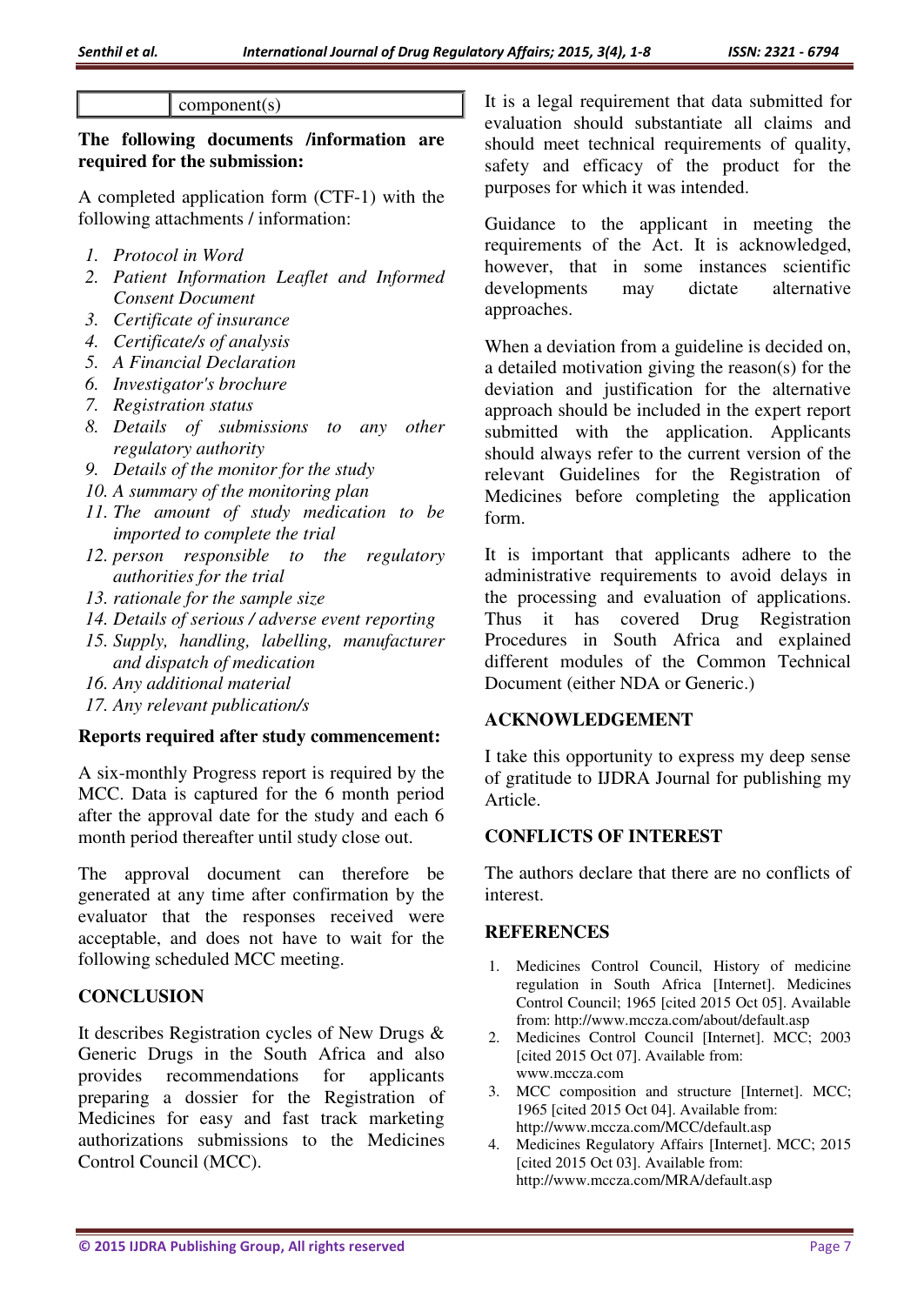|  | component(s) |
|---|---|

**The following documents /information are required for the submission:**

A completed application form (CTF-1) with the following attachments / information:

1. *Protocol in Word*
2. *Patient Information Leaflet and Informed Consent Document*
3. *Certificate of insurance*
4. *Certificate/s of analysis*
5. *A Financial Declaration*
6. *Investigator's brochure*
7. *Registration status*
8. *Details of submissions to any other regulatory authority*
9. *Details of the monitor for the study*
10. *A summary of the monitoring plan*
11. *The amount of study medication to be imported to complete the trial*
12. *person responsible to the regulatory authorities for the trial*
13. *rationale for the sample size*
14. *Details of serious / adverse event reporting*
15. *Supply, handling, labelling, manufacturer and dispatch of medication*
16. *Any additional material*
17. *Any relevant publication/s*

**Reports required after study commencement:**

A six-monthly Progress report is required by the MCC. Data is captured for the 6 month period after the approval date for the study and each 6 month period thereafter until study close out.

The approval document can therefore be generated at any time after confirmation by the evaluator that the responses received were acceptable, and does not have to wait for the following scheduled MCC meeting.

## CONCLUSION

It describes Registration cycles of New Drugs & Generic Drugs in the South Africa and also provides recommendations for applicants preparing a dossier for the Registration of Medicines for easy and fast track marketing authorizations submissions to the Medicines Control Council (MCC).

It is a legal requirement that data submitted for evaluation should substantiate all claims and should meet technical requirements of quality, safety and efficacy of the product for the purposes for which it was intended.

Guidance to the applicant in meeting the requirements of the Act. It is acknowledged, however, that in some instances scientific developments may dictate alternative approaches.

When a deviation from a guideline is decided on, a detailed motivation giving the reason(s) for the deviation and justification for the alternative approach should be included in the expert report submitted with the application. Applicants should always refer to the current version of the relevant Guidelines for the Registration of Medicines before completing the application form.

It is important that applicants adhere to the administrative requirements to avoid delays in the processing and evaluation of applications. Thus it has covered Drug Registration Procedures in South Africa and explained different modules of the Common Technical Document (either NDA or Generic.)

## ACKNOWLEDGEMENT

I take this opportunity to express my deep sense of gratitude to IJDRA Journal for publishing my Article.

## CONFLICTS OF INTEREST

The authors declare that there are no conflicts of interest.

## REFERENCES

1. Medicines Control Council, History of medicine regulation in South Africa [Internet]. Medicines Control Council; 1965 [cited 2015 Oct 05]. Available from: http://www.mccza.com/about/default.asp
2. Medicines Control Council [Internet]. MCC; 2003 [cited 2015 Oct 07]. Available from: www.mccza.com
3. MCC composition and structure [Internet]. MCC; 1965 [cited 2015 Oct 04]. Available from: http://www.mccza.com/MCC/default.asp
4. Medicines Regulatory Affairs [Internet]. MCC; 2015 [cited 2015 Oct 03]. Available from: http://www.mccza.com/MRA/default.asp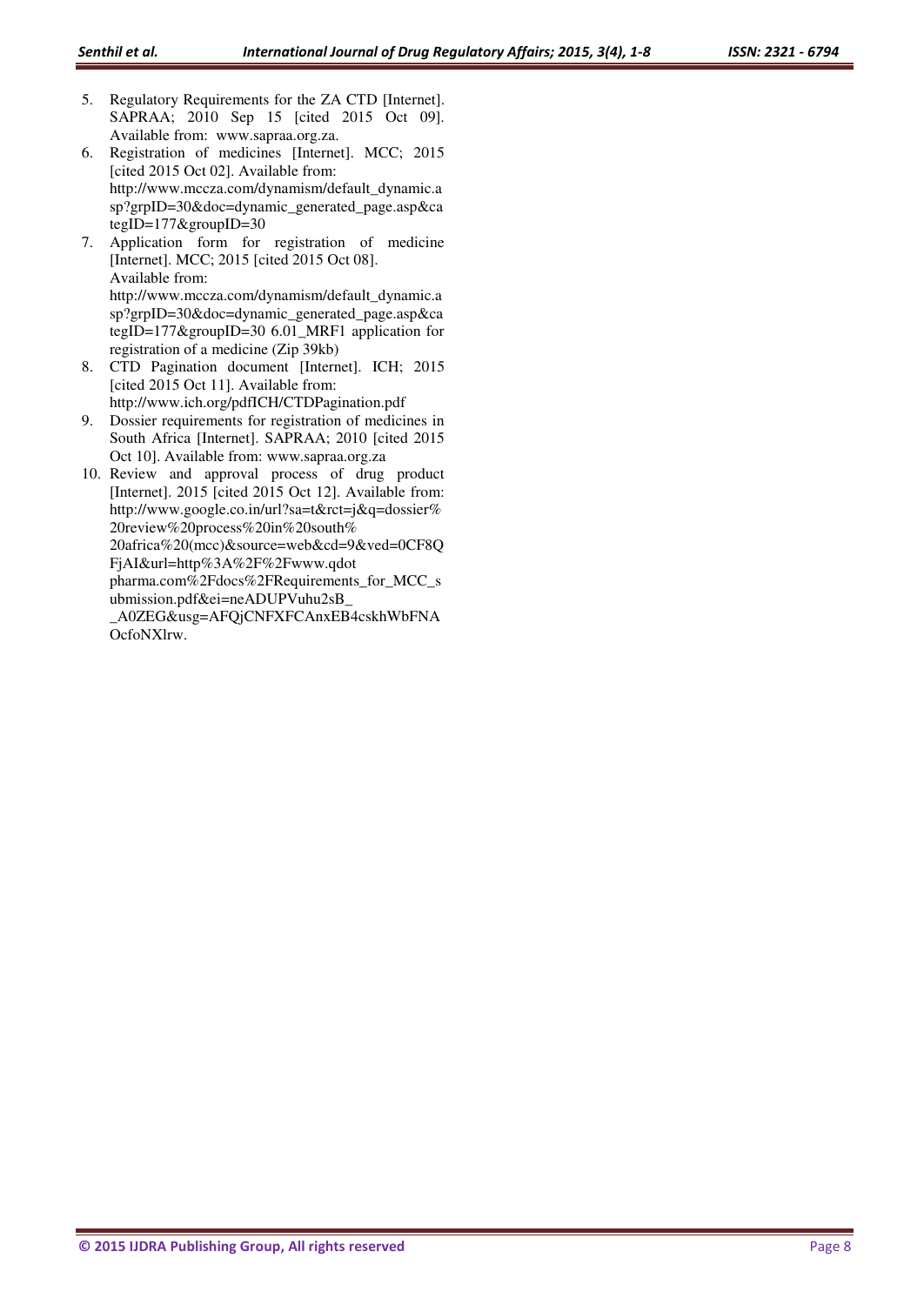5. Regulatory Requirements for the ZA CTD [Internet]. SAPRAA; 2010 Sep 15 [cited 2015 Oct 09]. Available from: www.sapraa.org.za.
6. Registration of medicines [Internet]. MCC; 2015 [cited 2015 Oct 02]. Available from: http://www.mccza.com/dynamism/default_dynamic.asp?grpID=30&doc=dynamic_generated_page.asp&categID=177&groupID=30
7. Application form for registration of medicine [Internet]. MCC; 2015 [cited 2015 Oct 08]. Available from: http://www.mccza.com/dynamism/default_dynamic.asp?grpID=30&doc=dynamic_generated_page.asp&categID=177&groupID=30 6.01_MRF1 application for registration of a medicine (Zip 39kb)
8. CTD Pagination document [Internet]. ICH; 2015 [cited 2015 Oct 11]. Available from: http://www.ich.org/pdfICH/CTDPagination.pdf
9. Dossier requirements for registration of medicines in South Africa [Internet]. SAPRAA; 2010 [cited 2015 Oct 10]. Available from: www.sapraa.org.za
10. Review and approval process of drug product [Internet]. 2015 [cited 2015 Oct 12]. Available from: http://www.google.co.in/url?sa=t&rct=j&q=dossier%20review%20process%20in%20south%20africa%20(mcc)&source=web&cd=9&ved=0CF8QFjAI&url=http%3A%2F%2Fwww.qdot pharma.com%2Fdocs%2FRequirements_for_MCC_submission.pdf&ei=neADUPVuhu2sB_ _A0ZEG&usg=AFQjCNFXFCAnxEB4cskhWbFNAOcfoNXlrw.